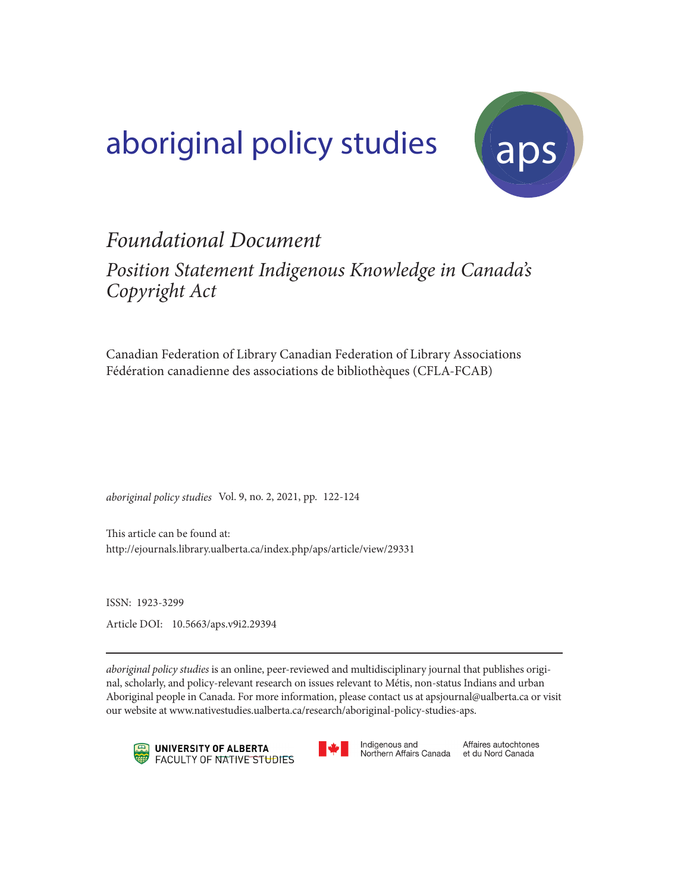# aboriginal policy studies

aps

*Foundational Document*

*Position Statement Indigenous Knowledge in Canada's Copyright Act*

Canadian Federation of Library Canadian Federation of Library Associations
Fédération canadienne des associations de bibliothèques (CFLA-FCAB)

*aboriginal policy studies* Vol. 9, no. 2, 2021, pp. 122-124

This article can be found at:
http://ejournals.library.ualberta.ca/index.php/aps/article/view/29331

ISSN: 1923-3299

Article DOI: 10.5663/aps.v9i2.29394

---

*aboriginal policy studies* is an online, peer-reviewed and multidisciplinary journal that publishes original, scholarly, and policy-relevant research on issues relevant to Métis, non-status Indians and urban Aboriginal people in Canada. For more information, please contact us at apsjournal@ualberta.ca or visit our website at www.nativestudies.ualberta.ca/research/aboriginal-policy-studies-aps.

UNIVERSITY OF ALBERTA
FACULTY OF NATIVE STUDIES

Indigenous and Northern Affairs Canada

Affaires autochtones et du Nord Canada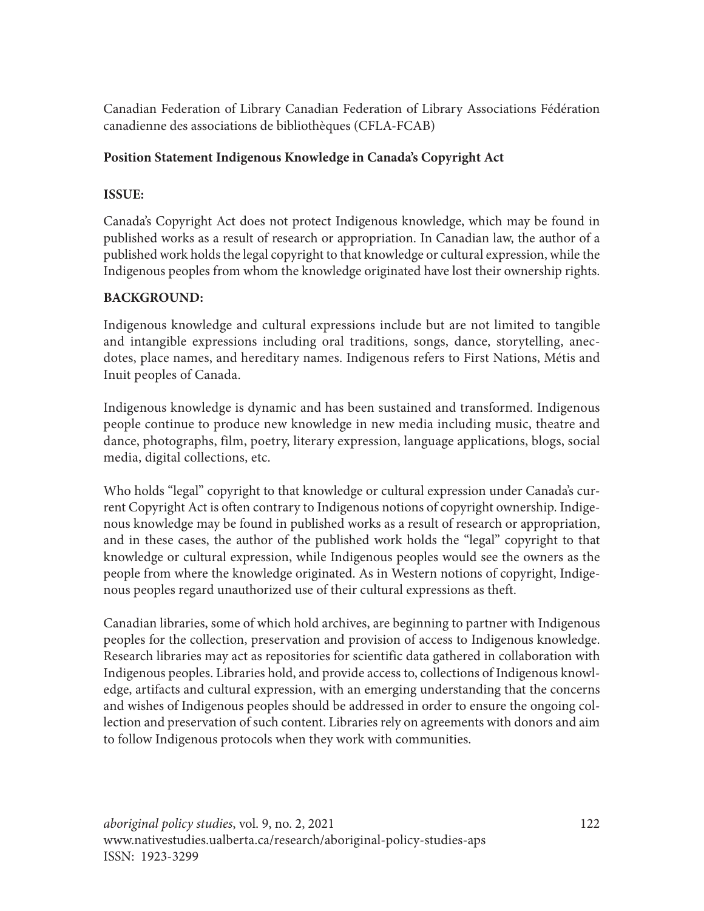Canadian Federation of Library Canadian Federation of Library Associations Fédération canadienne des associations de bibliothèques (CFLA-FCAB)

**Position Statement Indigenous Knowledge in Canada's Copyright Act**

**ISSUE:**

Canada's Copyright Act does not protect Indigenous knowledge, which may be found in published works as a result of research or appropriation. In Canadian law, the author of a published work holds the legal copyright to that knowledge or cultural expression, while the Indigenous peoples from whom the knowledge originated have lost their ownership rights.

**BACKGROUND:**

Indigenous knowledge and cultural expressions include but are not limited to tangible and intangible expressions including oral traditions, songs, dance, storytelling, anecdotes, place names, and hereditary names. Indigenous refers to First Nations, Métis and Inuit peoples of Canada.

Indigenous knowledge is dynamic and has been sustained and transformed. Indigenous people continue to produce new knowledge in new media including music, theatre and dance, photographs, film, poetry, literary expression, language applications, blogs, social media, digital collections, etc.

Who holds "legal" copyright to that knowledge or cultural expression under Canada's current Copyright Act is often contrary to Indigenous notions of copyright ownership. Indigenous knowledge may be found in published works as a result of research or appropriation, and in these cases, the author of the published work holds the "legal" copyright to that knowledge or cultural expression, while Indigenous peoples would see the owners as the people from where the knowledge originated. As in Western notions of copyright, Indigenous peoples regard unauthorized use of their cultural expressions as theft.

Canadian libraries, some of which hold archives, are beginning to partner with Indigenous peoples for the collection, preservation and provision of access to Indigenous knowledge. Research libraries may act as repositories for scientific data gathered in collaboration with Indigenous peoples. Libraries hold, and provide access to, collections of Indigenous knowledge, artifacts and cultural expression, with an emerging understanding that the concerns and wishes of Indigenous peoples should be addressed in order to ensure the ongoing collection and preservation of such content. Libraries rely on agreements with donors and aim to follow Indigenous protocols when they work with communities.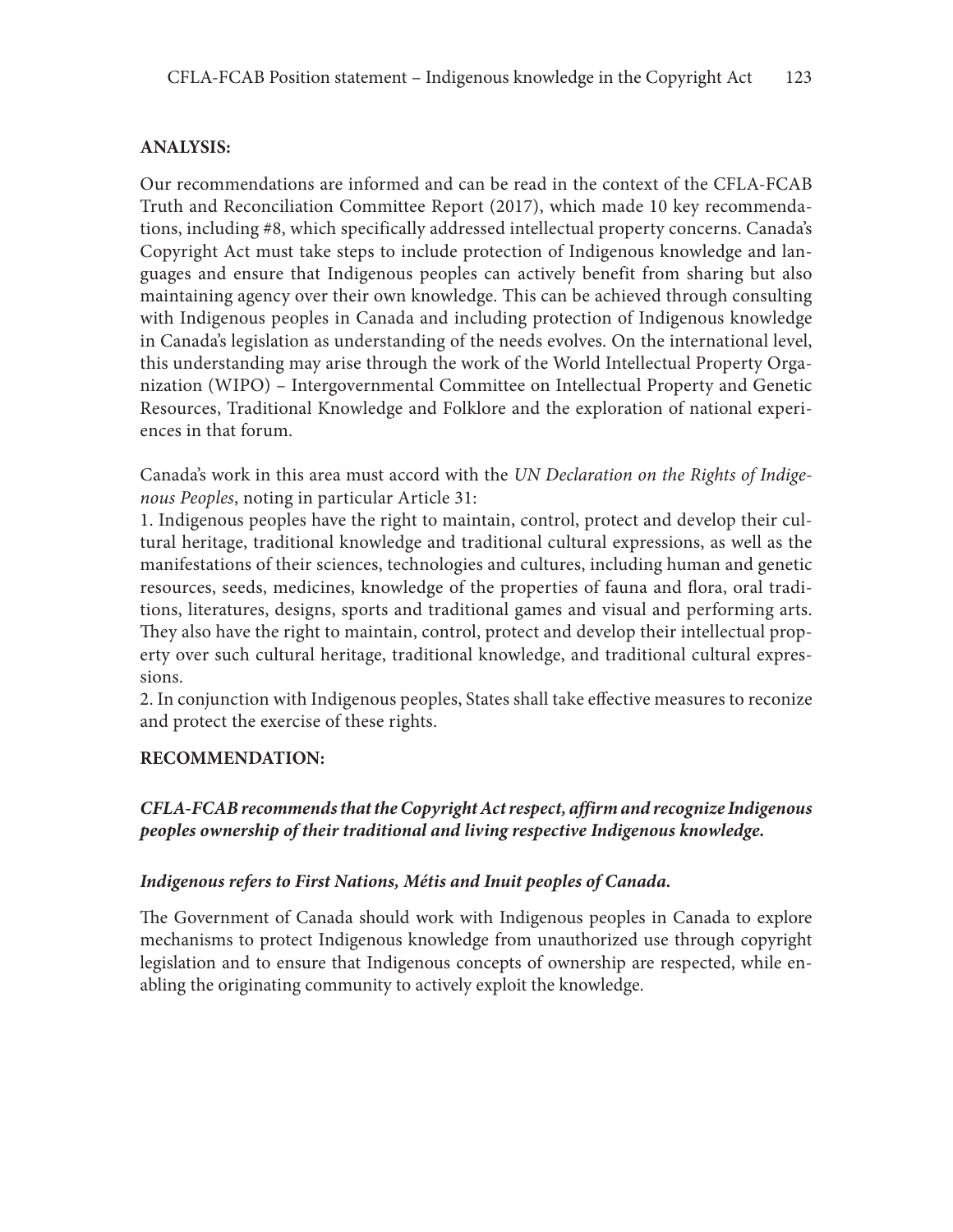**ANALYSIS:**

Our recommendations are informed and can be read in the context of the CFLA-FCAB Truth and Reconciliation Committee Report (2017), which made 10 key recommendations, including #8, which specifically addressed intellectual property concerns. Canada's Copyright Act must take steps to include protection of Indigenous knowledge and languages and ensure that Indigenous peoples can actively benefit from sharing but also maintaining agency over their own knowledge. This can be achieved through consulting with Indigenous peoples in Canada and including protection of Indigenous knowledge in Canada's legislation as understanding of the needs evolves. On the international level, this understanding may arise through the work of the World Intellectual Property Organization (WIPO) – Intergovernmental Committee on Intellectual Property and Genetic Resources, Traditional Knowledge and Folklore and the exploration of national experiences in that forum.

Canada's work in this area must accord with the *UN Declaration on the Rights of Indigenous Peoples*, noting in particular Article 31:

1. Indigenous peoples have the right to maintain, control, protect and develop their cultural heritage, traditional knowledge and traditional cultural expressions, as well as the manifestations of their sciences, technologies and cultures, including human and genetic resources, seeds, medicines, knowledge of the properties of fauna and flora, oral traditions, literatures, designs, sports and traditional games and visual and performing arts. They also have the right to maintain, control, protect and develop their intellectual property over such cultural heritage, traditional knowledge, and traditional cultural expressions.
2. In conjunction with Indigenous peoples, States shall take effective measures to reconize and protect the exercise of these rights.

**RECOMMENDATION:**

***CFLA-FCAB recommends that the Copyright Act respect, affirm and recognize Indigenous peoples ownership of their traditional and living respective Indigenous knowledge.***

***Indigenous refers to First Nations, Métis and Inuit peoples of Canada.***

The Government of Canada should work with Indigenous peoples in Canada to explore mechanisms to protect Indigenous knowledge from unauthorized use through copyright legislation and to ensure that Indigenous concepts of ownership are respected, while enabling the originating community to actively exploit the knowledge.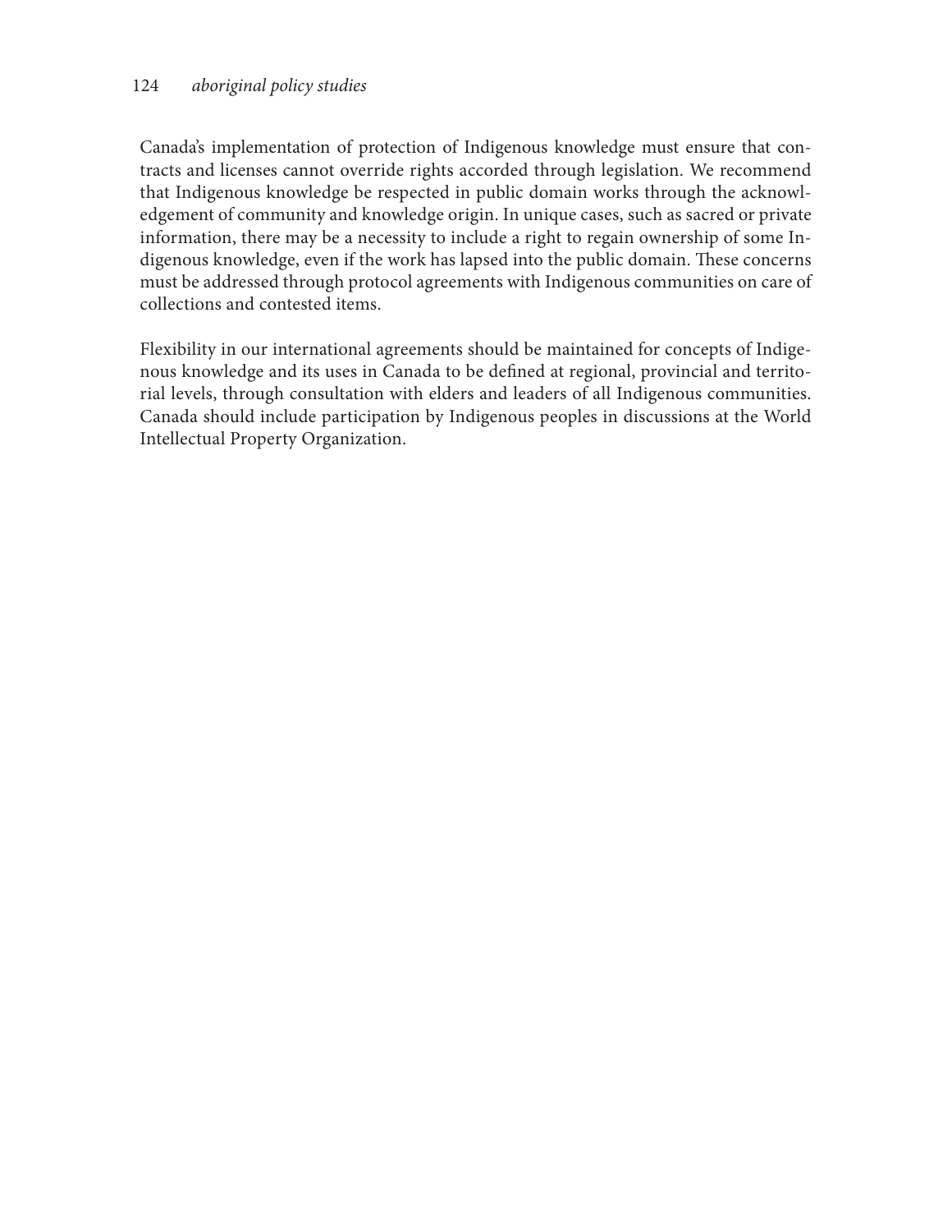Canada's implementation of protection of Indigenous knowledge must ensure that contracts and licenses cannot override rights accorded through legislation. We recommend that Indigenous knowledge be respected in public domain works through the acknowledgement of community and knowledge origin. In unique cases, such as sacred or private information, there may be a necessity to include a right to regain ownership of some Indigenous knowledge, even if the work has lapsed into the public domain. These concerns must be addressed through protocol agreements with Indigenous communities on care of collections and contested items.

Flexibility in our international agreements should be maintained for concepts of Indigenous knowledge and its uses in Canada to be defined at regional, provincial and territorial levels, through consultation with elders and leaders of all Indigenous communities. Canada should include participation by Indigenous peoples in discussions at the World Intellectual Property Organization.